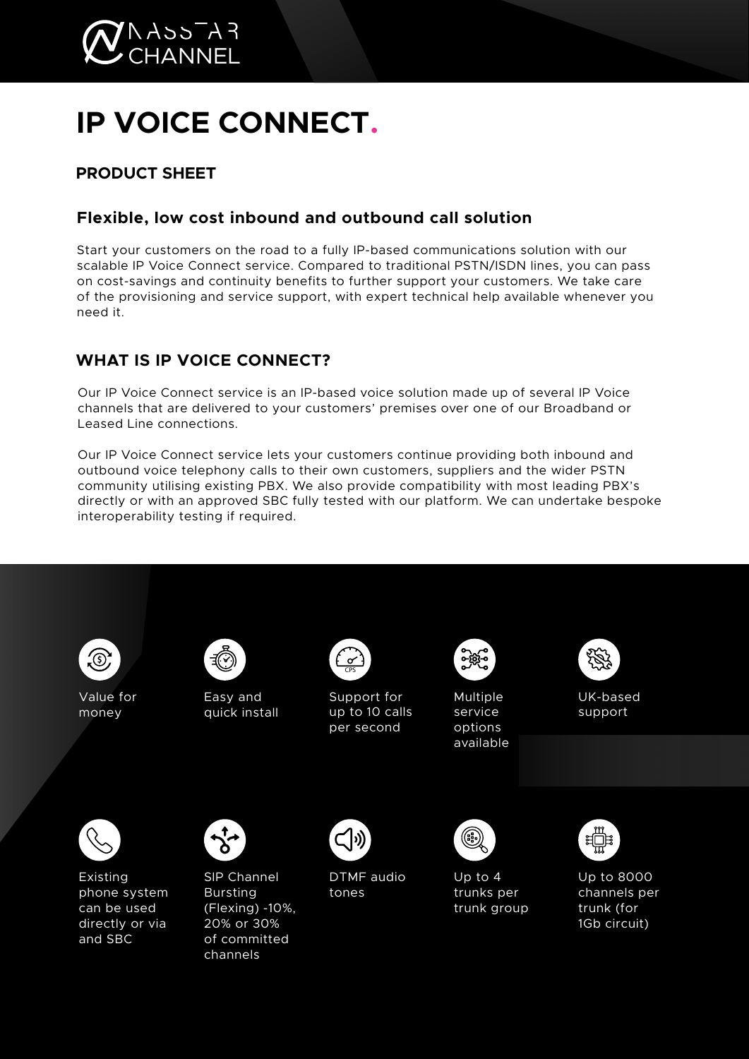# IP VOICE CONNECT.

## PRODUCT SHEET

### Flexible, low cost inbound and outbound call solution

Start your customers on the road to a fully IP-based communications solution with our scalable IP Voice Connect service. Compared to traditional PSTN/ISDN lines, you can pass on cost-savings and continuity benefits to further support your customers. We take care of the provisioning and service support, with expert technical help available whenever you need it.

## WHAT IS IP VOICE CONNECT?

Our IP Voice Connect service is an IP-based voice solution made up of several IP Voice channels that are delivered to your customers' premises over one of our Broadband or Leased Line connections.

Our IP Voice Connect service lets your customers continue providing both inbound and outbound voice telephony calls to their own customers, suppliers and the wider PSTN community utilising existing PBX. We also provide compatibility with most leading PBX's directly or with an approved SBC fully tested with our platform. We can undertake bespoke interoperability testing if required.

- Value for money
- Easy and quick install
- Support for up to 10 calls per second
- Multiple service options available
- UK-based support
- Existing phone system can be used directly or via and SBC
- SIP Channel Bursting (Flexing) -10%, 20% or 30% of committed channels
- DTMF audio tones
- Up to 4 trunks per trunk group
- Up to 8000 channels per trunk (for 1Gb circuit)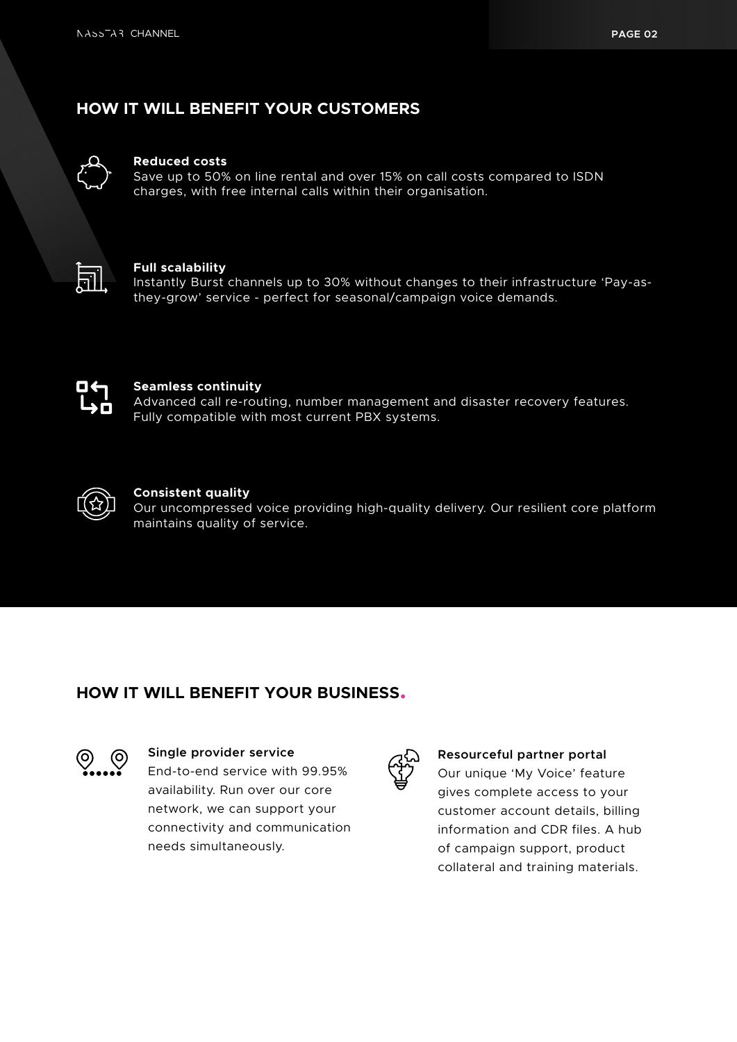## HOW IT WILL BENEFIT YOUR CUSTOMERS

**Reduced costs**
Save up to 50% on line rental and over 15% on call costs compared to ISDN charges, with free internal calls within their organisation.

**Full scalability**
Instantly Burst channels up to 30% without changes to their infrastructure 'Pay-as-they-grow' service - perfect for seasonal/campaign voice demands.

**Seamless continuity**
Advanced call re-routing, number management and disaster recovery features. Fully compatible with most current PBX systems.

**Consistent quality**
Our uncompressed voice providing high-quality delivery. Our resilient core platform maintains quality of service.

## HOW IT WILL BENEFIT YOUR BUSINESS.

**Single provider service**
End-to-end service with 99.95% availability. Run over our core network, we can support your connectivity and communication needs simultaneously.

**Resourceful partner portal**
Our unique 'My Voice' feature gives complete access to your customer account details, billing information and CDR files. A hub of campaign support, product collateral and training materials.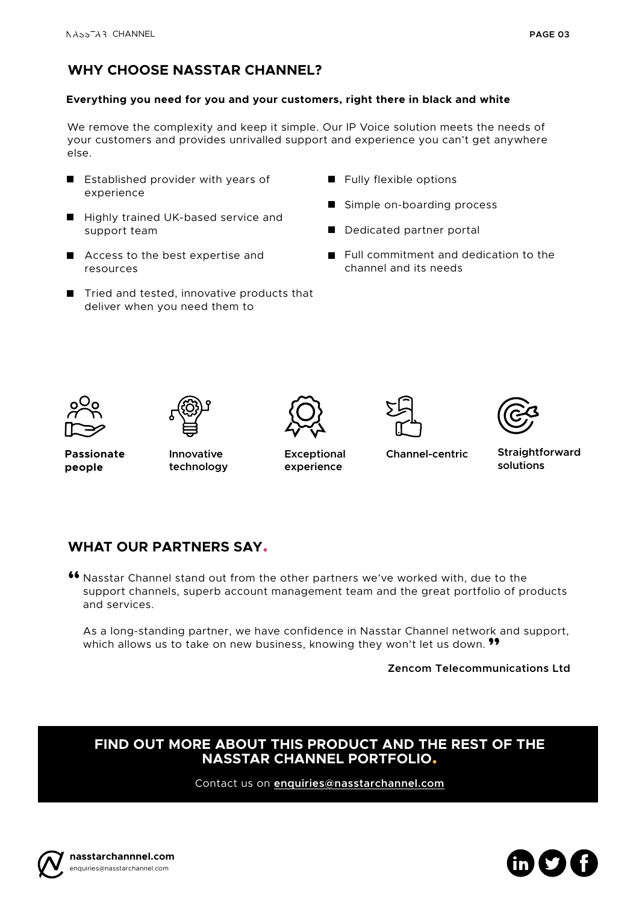## WHY CHOOSE NASSTAR CHANNEL?

**Everything you need for you and your customers, right there in black and white**

We remove the complexity and keep it simple. Our IP Voice solution meets the needs of your customers and provides unrivalled support and experience you can't get anywhere else.

- Established provider with years of experience
- Highly trained UK-based service and support team
- Access to the best expertise and resources
- Tried and tested, innovative products that deliver when you need them to
- Fully flexible options
- Simple on-boarding process
- Dedicated partner portal
- Full commitment and dedication to the channel and its needs

**Passionate people**

**Innovative technology**

**Exceptional experience**

**Channel-centric**

**Straightforward solutions**

## WHAT OUR PARTNERS SAY.

"Nasstar Channel stand out from the other partners we've worked with, due to the support channels, superb account management team and the great portfolio of products and services.

As a long-standing partner, we have confidence in Nasstar Channel network and support, which allows us to take on new business, knowing they won't let us down."

**Zencom Telecommunications Ltd**

## FIND OUT MORE ABOUT THIS PRODUCT AND THE REST OF THE NASSTAR CHANNEL PORTFOLIO.

Contact us on **enquiries@nasstarchannel.com**

**nasstarchannnel.com**
enquiries@nasstarchannel.com